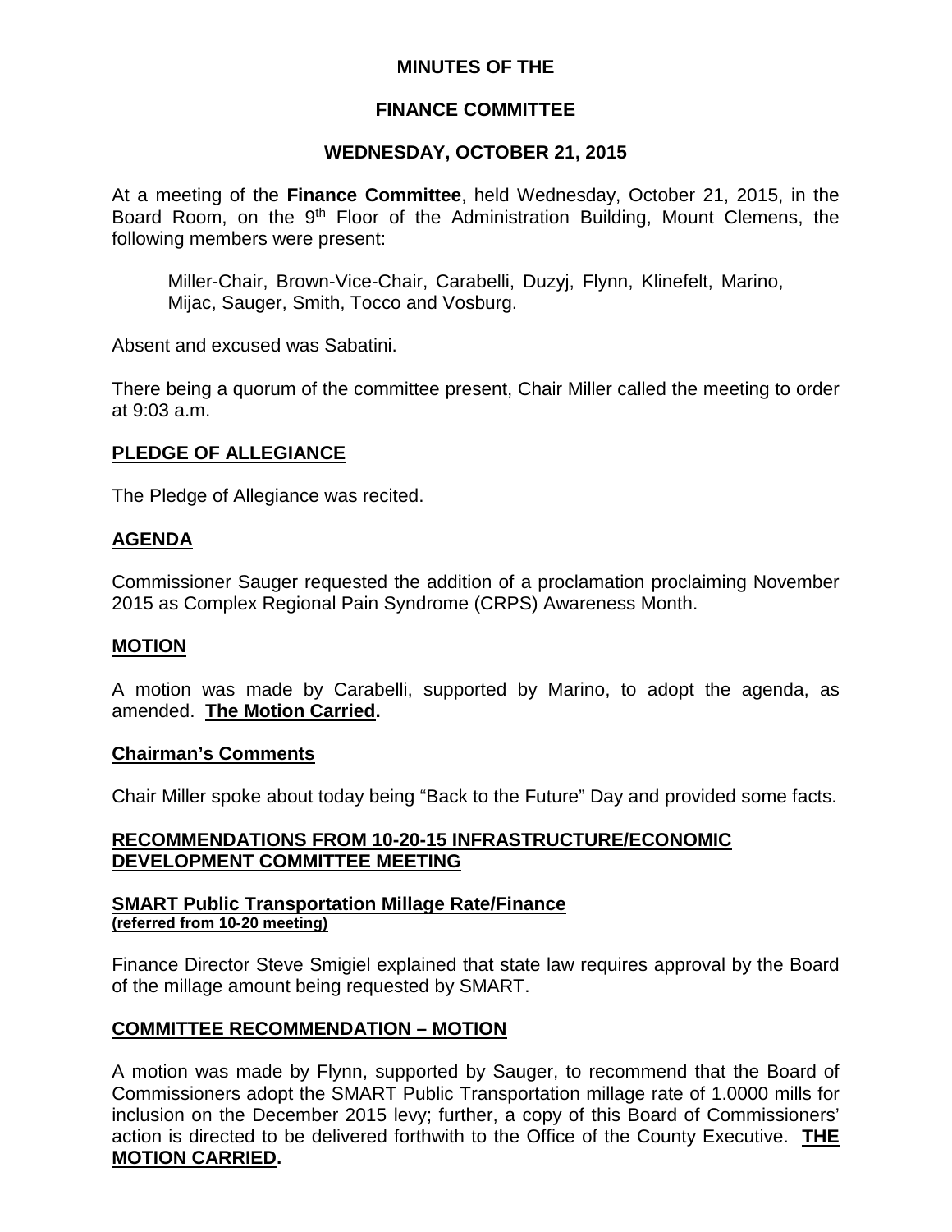# MINUTES OF THE

## FINANCE COMMITTEE

## WEDNESDAY, OCTOBER 21, 2015

At a meeting of the **Finance Committee**, held Wednesday, October 21, 2015, in the Board Room, on the 9th Floor of the Administration Building, Mount Clemens, the following members were present:

> Miller-Chair, Brown-Vice-Chair, Carabelli, Duzyj, Flynn, Klinefelt, Marino, Mijac, Sauger, Smith, Tocco and Vosburg.

Absent and excused was Sabatini.

There being a quorum of the committee present, Chair Miller called the meeting to order at 9:03 a.m.

### PLEDGE OF ALLEGIANCE

The Pledge of Allegiance was recited.

### AGENDA

Commissioner Sauger requested the addition of a proclamation proclaiming November 2015 as Complex Regional Pain Syndrome (CRPS) Awareness Month.

### MOTION

A motion was made by Carabelli, supported by Marino, to adopt the agenda, as amended. **The Motion Carried.**

### Chairman's Comments

Chair Miller spoke about today being "Back to the Future" Day and provided some facts.

### RECOMMENDATIONS FROM 10-20-15 INFRASTRUCTURE/ECONOMIC DEVELOPMENT COMMITTEE MEETING

#### SMART Public Transportation Millage Rate/Finance
**(referred from 10-20 meeting)**

Finance Director Steve Smigiel explained that state law requires approval by the Board of the millage amount being requested by SMART.

### COMMITTEE RECOMMENDATION – MOTION

A motion was made by Flynn, supported by Sauger, to recommend that the Board of Commissioners adopt the SMART Public Transportation millage rate of 1.0000 mills for inclusion on the December 2015 levy; further, a copy of this Board of Commissioners' action is directed to be delivered forthwith to the Office of the County Executive. **THE MOTION CARRIED.**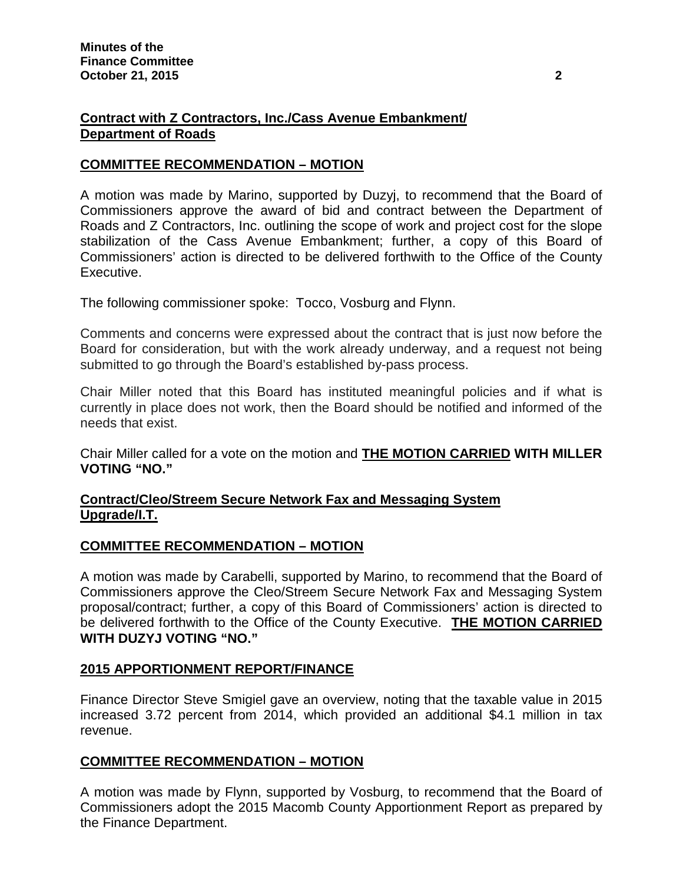**Contract with Z Contractors, Inc./Cass Avenue Embankment/ Department of Roads**

**COMMITTEE RECOMMENDATION – MOTION**

A motion was made by Marino, supported by Duzyj, to recommend that the Board of Commissioners approve the award of bid and contract between the Department of Roads and Z Contractors, Inc. outlining the scope of work and project cost for the slope stabilization of the Cass Avenue Embankment; further, a copy of this Board of Commissioners' action is directed to be delivered forthwith to the Office of the County Executive.

The following commissioner spoke: Tocco, Vosburg and Flynn.

Comments and concerns were expressed about the contract that is just now before the Board for consideration, but with the work already underway, and a request not being submitted to go through the Board's established by-pass process.

Chair Miller noted that this Board has instituted meaningful policies and if what is currently in place does not work, then the Board should be notified and informed of the needs that exist.

Chair Miller called for a vote on the motion and **THE MOTION CARRIED WITH MILLER VOTING "NO."**

**Contract/Cleo/Streem Secure Network Fax and Messaging System Upgrade/I.T.**

**COMMITTEE RECOMMENDATION – MOTION**

A motion was made by Carabelli, supported by Marino, to recommend that the Board of Commissioners approve the Cleo/Streem Secure Network Fax and Messaging System proposal/contract; further, a copy of this Board of Commissioners' action is directed to be delivered forthwith to the Office of the County Executive. **THE MOTION CARRIED WITH DUZYJ VOTING "NO."**

**2015 APPORTIONMENT REPORT/FINANCE**

Finance Director Steve Smigiel gave an overview, noting that the taxable value in 2015 increased 3.72 percent from 2014, which provided an additional $4.1 million in tax revenue.

**COMMITTEE RECOMMENDATION – MOTION**

A motion was made by Flynn, supported by Vosburg, to recommend that the Board of Commissioners adopt the 2015 Macomb County Apportionment Report as prepared by the Finance Department.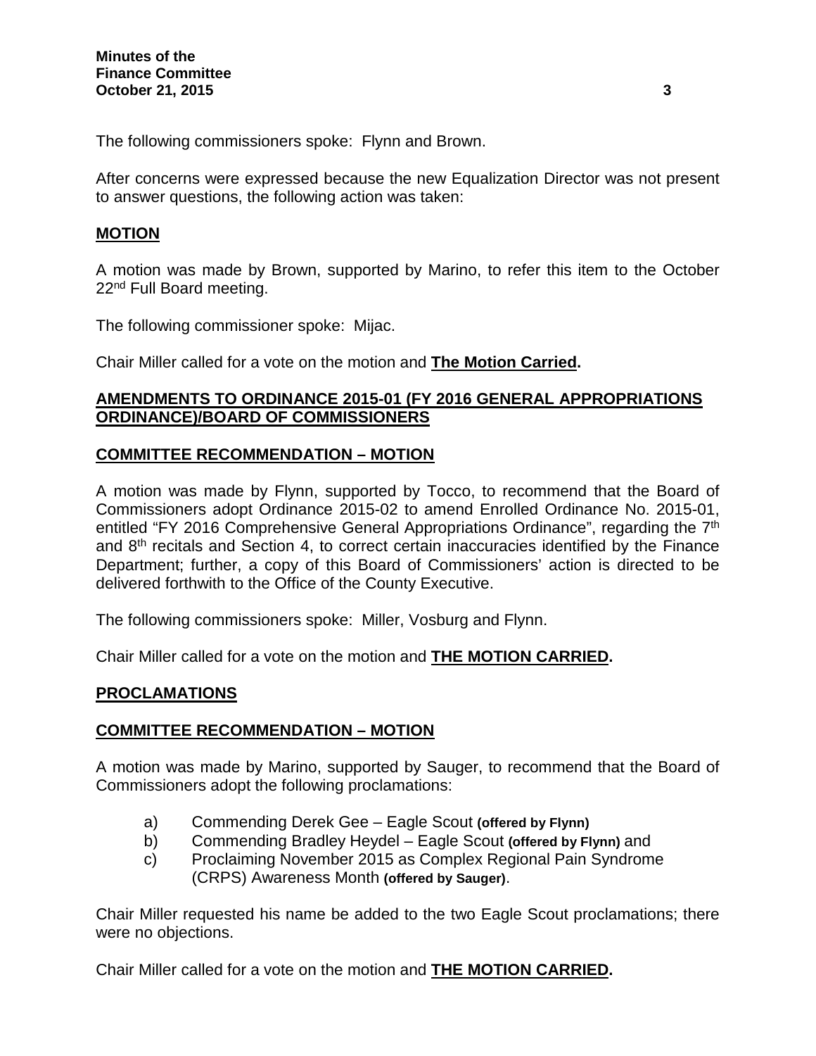The following commissioners spoke: Flynn and Brown.

After concerns were expressed because the new Equalization Director was not present to answer questions, the following action was taken:

**MOTION**

A motion was made by Brown, supported by Marino, to refer this item to the October 22nd Full Board meeting.

The following commissioner spoke: Mijac.

Chair Miller called for a vote on the motion and **The Motion Carried.**

**AMENDMENTS TO ORDINANCE 2015-01 (FY 2016 GENERAL APPROPRIATIONS ORDINANCE)/BOARD OF COMMISSIONERS**

**COMMITTEE RECOMMENDATION – MOTION**

A motion was made by Flynn, supported by Tocco, to recommend that the Board of Commissioners adopt Ordinance 2015-02 to amend Enrolled Ordinance No. 2015-01, entitled "FY 2016 Comprehensive General Appropriations Ordinance", regarding the 7th and 8th recitals and Section 4, to correct certain inaccuracies identified by the Finance Department; further, a copy of this Board of Commissioners' action is directed to be delivered forthwith to the Office of the County Executive.

The following commissioners spoke: Miller, Vosburg and Flynn.

Chair Miller called for a vote on the motion and **THE MOTION CARRIED.**

**PROCLAMATIONS**

**COMMITTEE RECOMMENDATION – MOTION**

A motion was made by Marino, supported by Sauger, to recommend that the Board of Commissioners adopt the following proclamations:

a) Commending Derek Gee – Eagle Scout **(offered by Flynn)**
b) Commending Bradley Heydel – Eagle Scout **(offered by Flynn)** and
c) Proclaiming November 2015 as Complex Regional Pain Syndrome (CRPS) Awareness Month **(offered by Sauger)**.

Chair Miller requested his name be added to the two Eagle Scout proclamations; there were no objections.

Chair Miller called for a vote on the motion and **THE MOTION CARRIED.**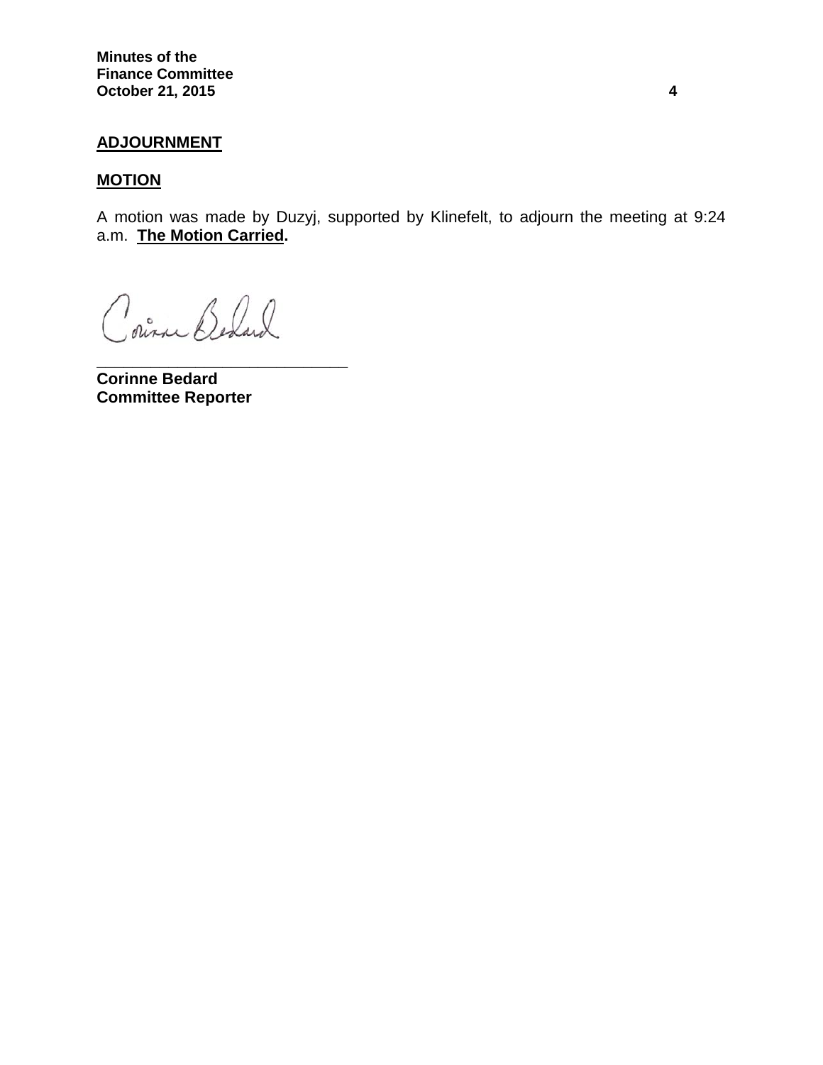**ADJOURNMENT**

**MOTION**

A motion was made by Duzyj, supported by Klinefelt, to adjourn the meeting at 9:24 a.m. **The Motion Carried.**

\_\_\_\_\_\_\_\_\_\_\_\_\_\_\_\_\_\_\_\_\_\_\_\_\_\_\_\_\_\_

**Corinne Bedard**
**Committee Reporter**